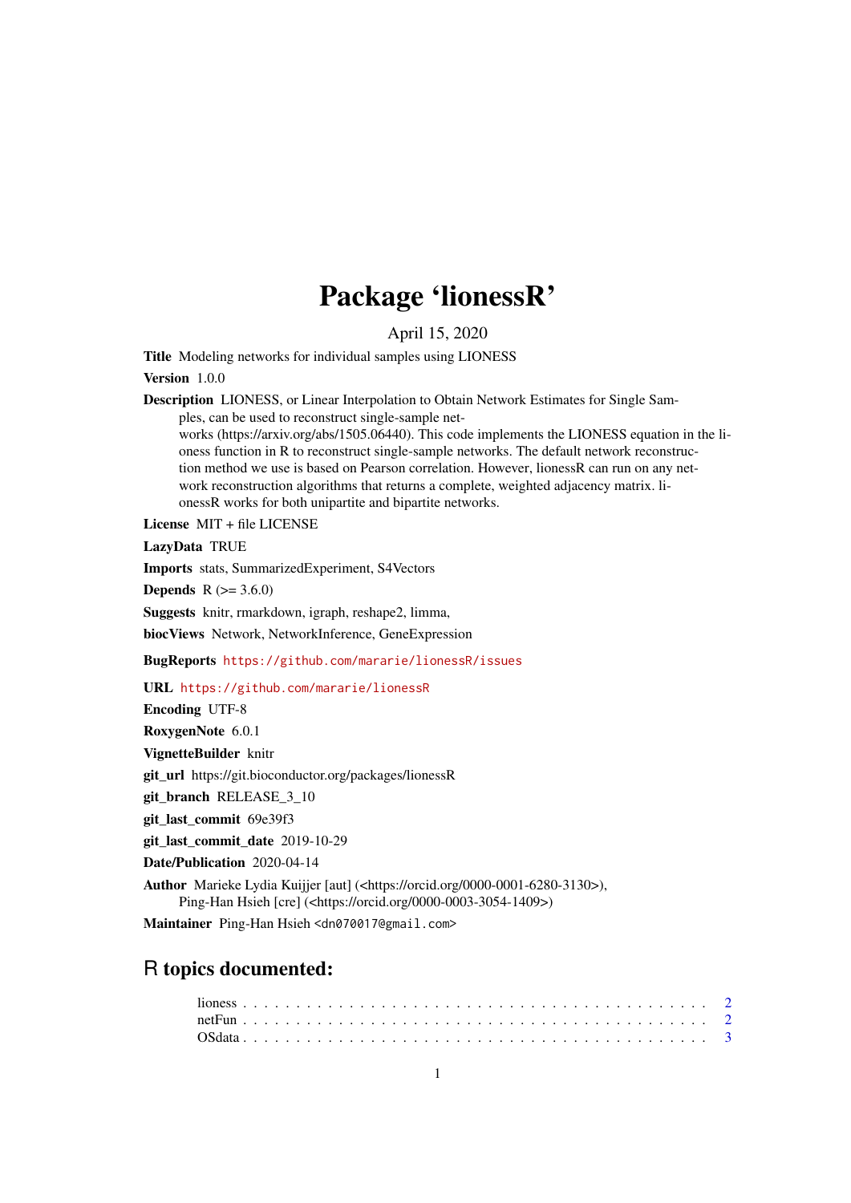# Package 'lionessR'

April 15, 2020

**Title** Modeling networks for individual samples using LIONESS

**Version** 1.0.0

**Description** LIONESS, or Linear Interpolation to Obtain Network Estimates for Single Samples, can be used to reconstruct single-sample networks (https://arxiv.org/abs/1505.06440). This code implements the LIONESS equation in the lioness function in R to reconstruct single-sample networks. The default network reconstruction method we use is based on Pearson correlation. However, lionessR can run on any network reconstruction algorithms that returns a complete, weighted adjacency matrix. lionessR works for both unipartite and bipartite networks.

**License** MIT + file LICENSE

**LazyData** TRUE

**Imports** stats, SummarizedExperiment, S4Vectors

**Depends** R (>= 3.6.0)

**Suggests** knitr, rmarkdown, igraph, reshape2, limma,

**biocViews** Network, NetworkInference, GeneExpression

**BugReports** https://github.com/mararie/lionessR/issues

**URL** https://github.com/mararie/lionessR

**Encoding** UTF-8

**RoxygenNote** 6.0.1

**VignetteBuilder** knitr

**git_url** https://git.bioconductor.org/packages/lionessR

**git_branch** RELEASE_3_10

**git_last_commit** 69e39f3

**git_last_commit_date** 2019-10-29

**Date/Publication** 2020-04-14

**Author** Marieke Lydia Kuijjer [aut] (<https://orcid.org/0000-0001-6280-3130>), Ping-Han Hsieh [cre] (<https://orcid.org/0000-0003-3054-1409>)

**Maintainer** Ping-Han Hsieh <dn070017@gmail.com>

## R topics documented:

lioness . . . . . . . . . . . . . . . . . . . . . . . . . . . . . . . . . . . . . . . . . . . 2
netFun . . . . . . . . . . . . . . . . . . . . . . . . . . . . . . . . . . . . . . . . . . . 2
OSdata . . . . . . . . . . . . . . . . . . . . . . . . . . . . . . . . . . . . . . . . . . . 3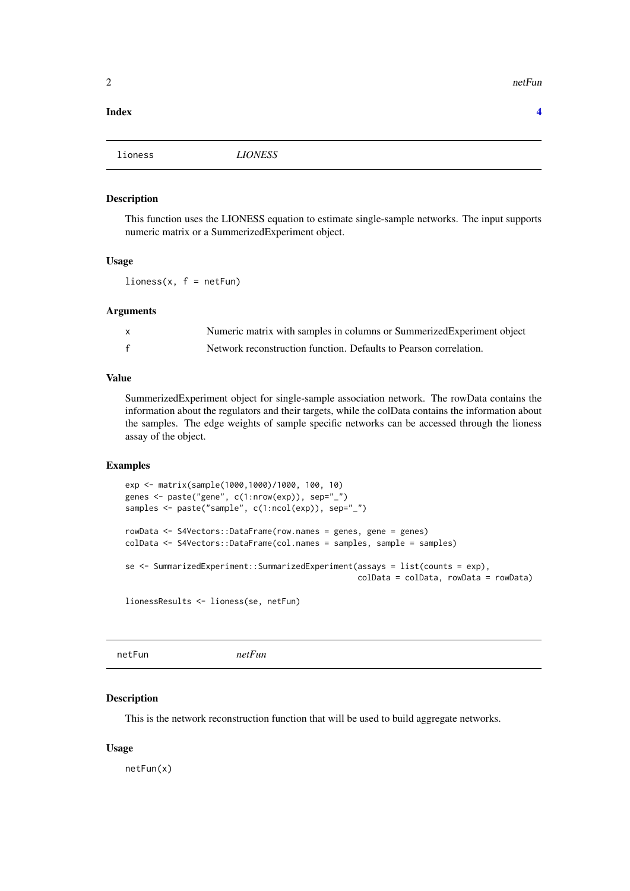**Index** **4**

## lioness — *LIONESS*

### Description

This function uses the LIONESS equation to estimate single-sample networks. The input supports numeric matrix or a SummerizedExperiment object.

### Usage

```
lioness(x, f = netFun)
```

### Arguments

| | |
|---|---|
| x | Numeric matrix with samples in columns or SummerizedExperiment object |
| f | Network reconstruction function. Defaults to Pearson correlation. |

### Value

SummerizedExperiment object for single-sample association network. The rowData contains the information about the regulators and their targets, while the colData contains the information about the samples. The edge weights of sample specific networks can be accessed through the lioness assay of the object.

### Examples

```
exp <- matrix(sample(1000,1000)/1000, 100, 10)
genes <- paste("gene", c(1:nrow(exp)), sep="_")
samples <- paste("sample", c(1:ncol(exp)), sep="_")

rowData <- S4Vectors::DataFrame(row.names = genes, gene = genes)
colData <- S4Vectors::DataFrame(col.names = samples, sample = samples)

se <- SummarizedExperiment::SummarizedExperiment(assays = list(counts = exp),
                                                 colData = colData, rowData = rowData)

lionessResults <- lioness(se, netFun)
```

## netFun — *netFun*

### Description

This is the network reconstruction function that will be used to build aggregate networks.

### Usage

```
netFun(x)
```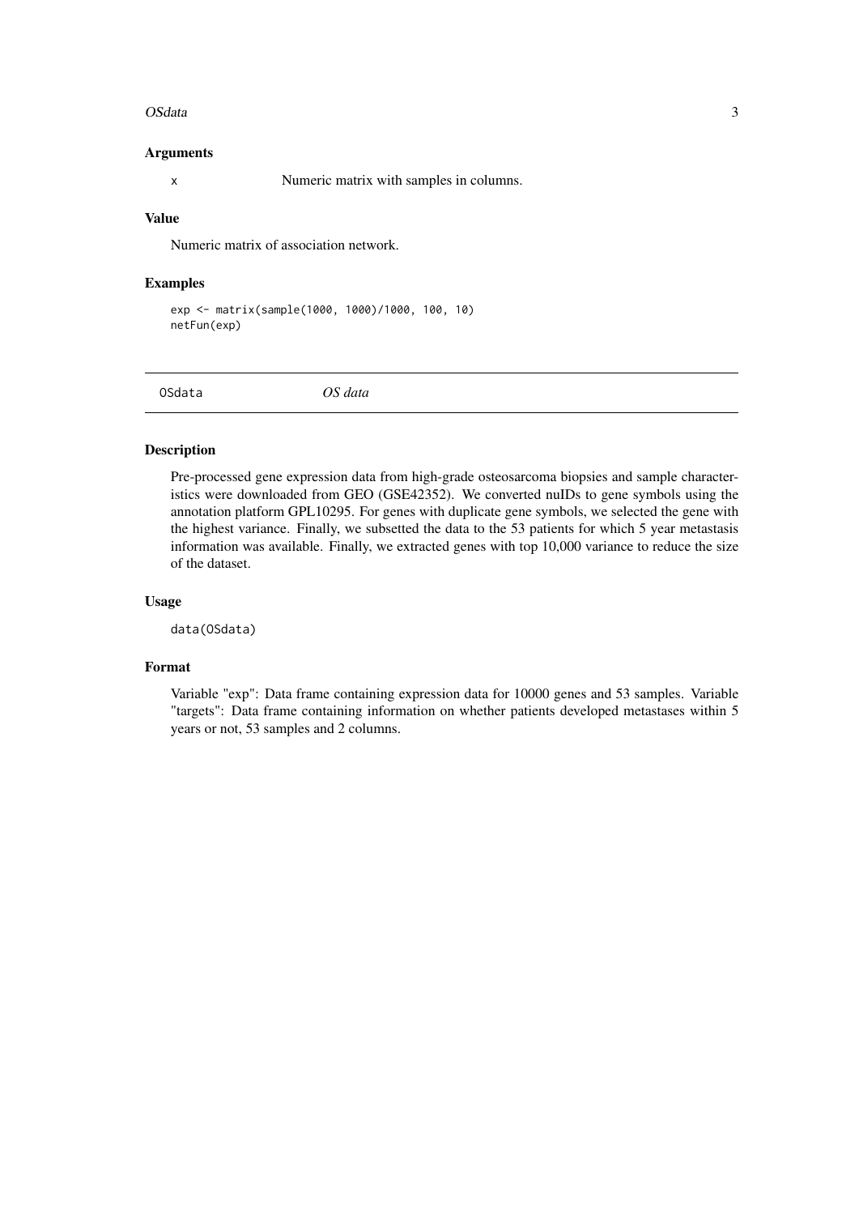### Arguments

x    Numeric matrix with samples in columns.

### Value

Numeric matrix of association network.

### Examples

```
exp <- matrix(sample(1000, 1000)/1000, 100, 10)
netFun(exp)
```

---

## OSdata    *OS data*

---

### Description

Pre-processed gene expression data from high-grade osteosarcoma biopsies and sample characteristics were downloaded from GEO (GSE42352). We converted nuIDs to gene symbols using the annotation platform GPL10295. For genes with duplicate gene symbols, we selected the gene with the highest variance. Finally, we subsetted the data to the 53 patients for which 5 year metastasis information was available. Finally, we extracted genes with top 10,000 variance to reduce the size of the dataset.

### Usage

```
data(OSdata)
```

### Format

Variable "exp": Data frame containing expression data for 10000 genes and 53 samples. Variable "targets": Data frame containing information on whether patients developed metastases within 5 years or not, 53 samples and 2 columns.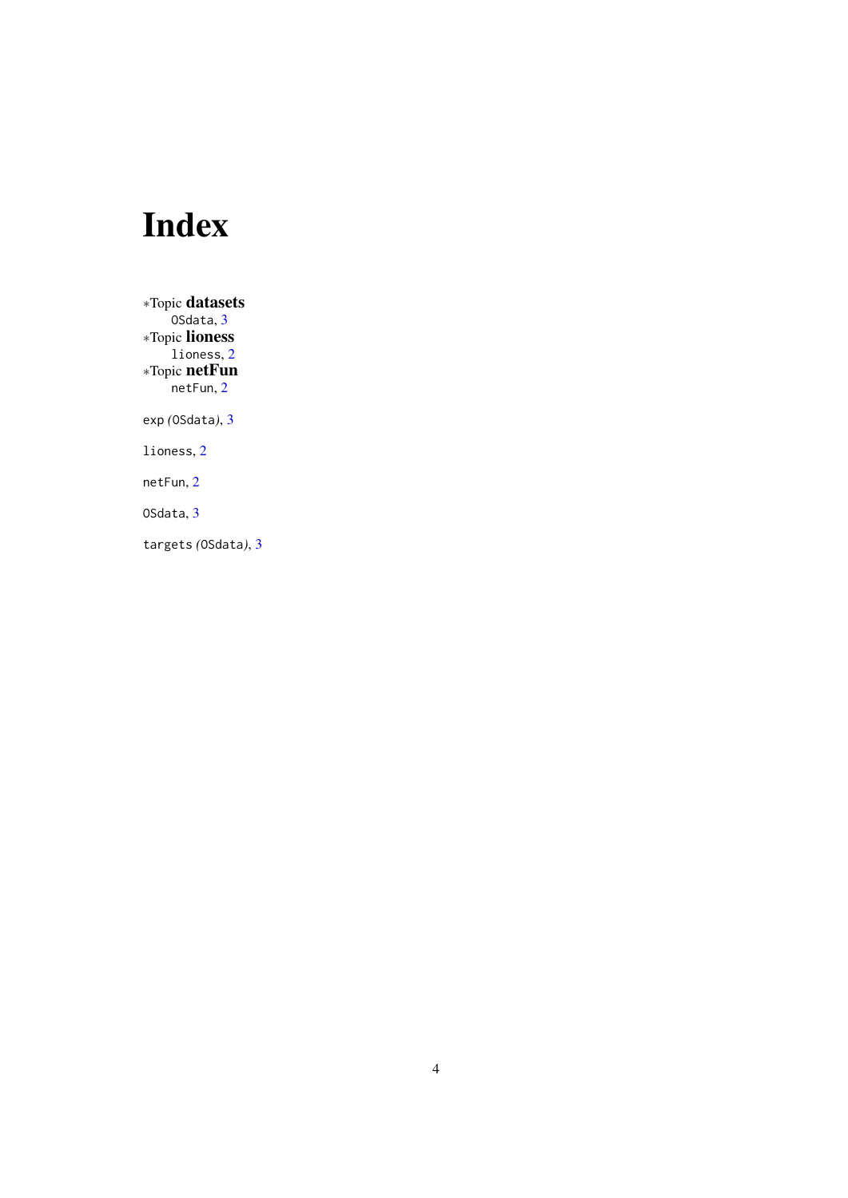# Index

*Topic **datasets**
  OSdata, 3
*Topic **lioness**
  lioness, 2
*Topic **netFun**
  netFun, 2

exp (OSdata), 3

lioness, 2

netFun, 2

OSdata, 3

targets (OSdata), 3